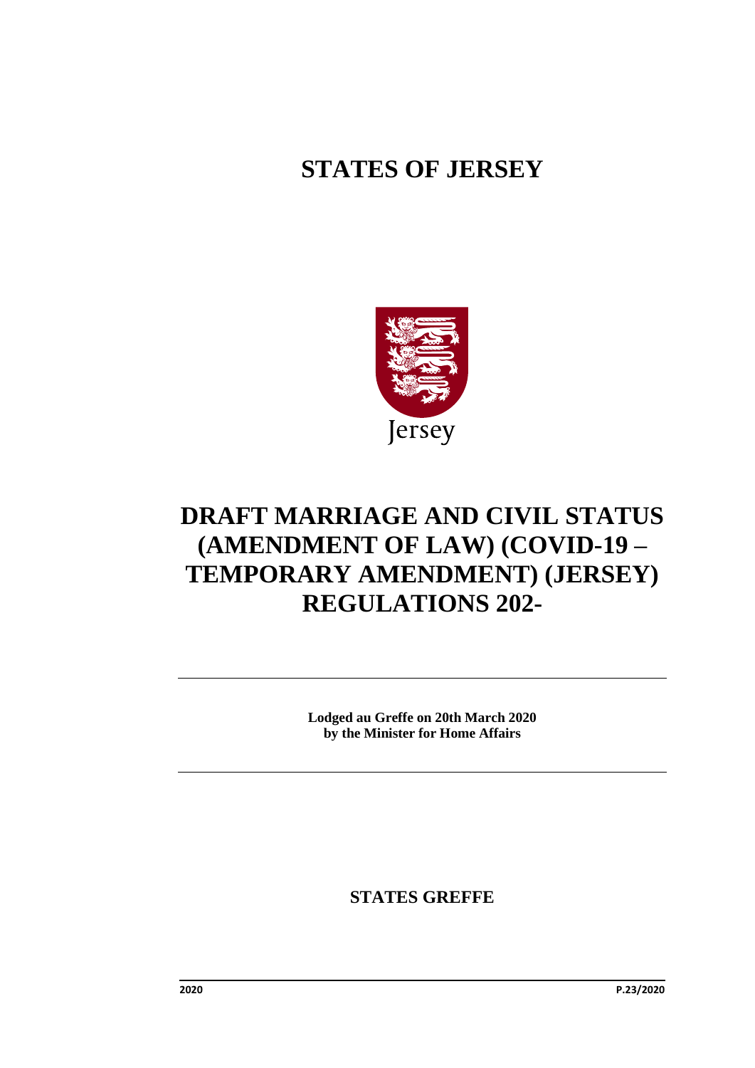# STATES OF JERSEY

Jersey

# DRAFT MARRIAGE AND CIVIL STATUS (AMENDMENT OF LAW) (COVID-19 – TEMPORARY AMENDMENT) (JERSEY) REGULATIONS 202-

**Lodged au Greffe on 20th March 2020**
**by the Minister for Home Affairs**

**STATES GREFFE**

2020 P.23/2020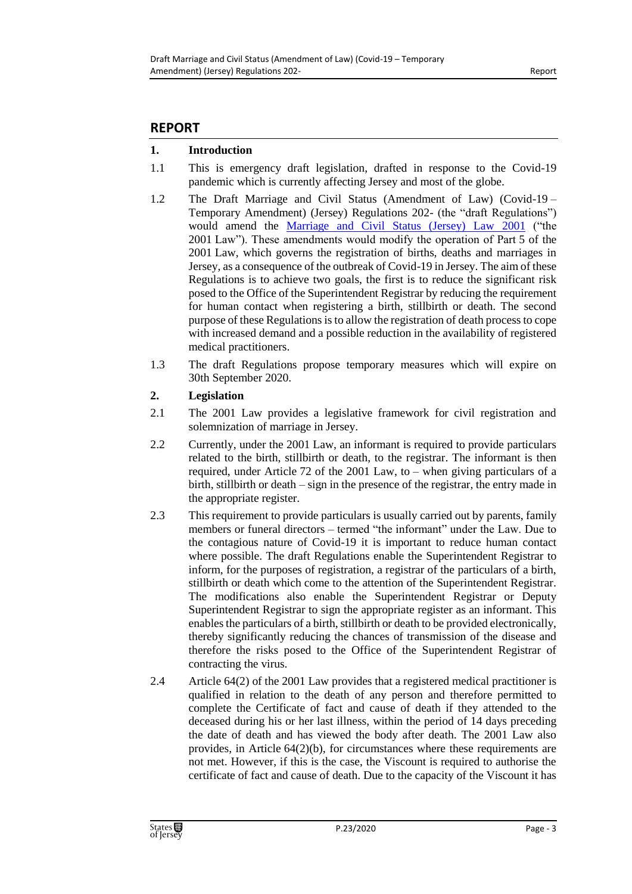## REPORT

**1. Introduction**

1.1 This is emergency draft legislation, drafted in response to the Covid-19 pandemic which is currently affecting Jersey and most of the globe.

1.2 The Draft Marriage and Civil Status (Amendment of Law) (Covid-19 – Temporary Amendment) (Jersey) Regulations 202- (the "draft Regulations") would amend the [Marriage and Civil Status (Jersey) Law 2001](#) ("the 2001 Law"). These amendments would modify the operation of Part 5 of the 2001 Law, which governs the registration of births, deaths and marriages in Jersey, as a consequence of the outbreak of Covid-19 in Jersey. The aim of these Regulations is to achieve two goals, the first is to reduce the significant risk posed to the Office of the Superintendent Registrar by reducing the requirement for human contact when registering a birth, stillbirth or death. The second purpose of these Regulations is to allow the registration of death process to cope with increased demand and a possible reduction in the availability of registered medical practitioners.

1.3 The draft Regulations propose temporary measures which will expire on 30th September 2020.

**2. Legislation**

2.1 The 2001 Law provides a legislative framework for civil registration and solemnization of marriage in Jersey.

2.2 Currently, under the 2001 Law, an informant is required to provide particulars related to the birth, stillbirth or death, to the registrar. The informant is then required, under Article 72 of the 2001 Law, to – when giving particulars of a birth, stillbirth or death – sign in the presence of the registrar, the entry made in the appropriate register.

2.3 This requirement to provide particulars is usually carried out by parents, family members or funeral directors – termed "the informant" under the Law. Due to the contagious nature of Covid-19 it is important to reduce human contact where possible. The draft Regulations enable the Superintendent Registrar to inform, for the purposes of registration, a registrar of the particulars of a birth, stillbirth or death which come to the attention of the Superintendent Registrar. The modifications also enable the Superintendent Registrar or Deputy Superintendent Registrar to sign the appropriate register as an informant. This enables the particulars of a birth, stillbirth or death to be provided electronically, thereby significantly reducing the chances of transmission of the disease and therefore the risks posed to the Office of the Superintendent Registrar of contracting the virus.

2.4 Article 64(2) of the 2001 Law provides that a registered medical practitioner is qualified in relation to the death of any person and therefore permitted to complete the Certificate of fact and cause of death if they attended to the deceased during his or her last illness, within the period of 14 days preceding the date of death and has viewed the body after death. The 2001 Law also provides, in Article 64(2)(b), for circumstances where these requirements are not met. However, if this is the case, the Viscount is required to authorise the certificate of fact and cause of death. Due to the capacity of the Viscount it has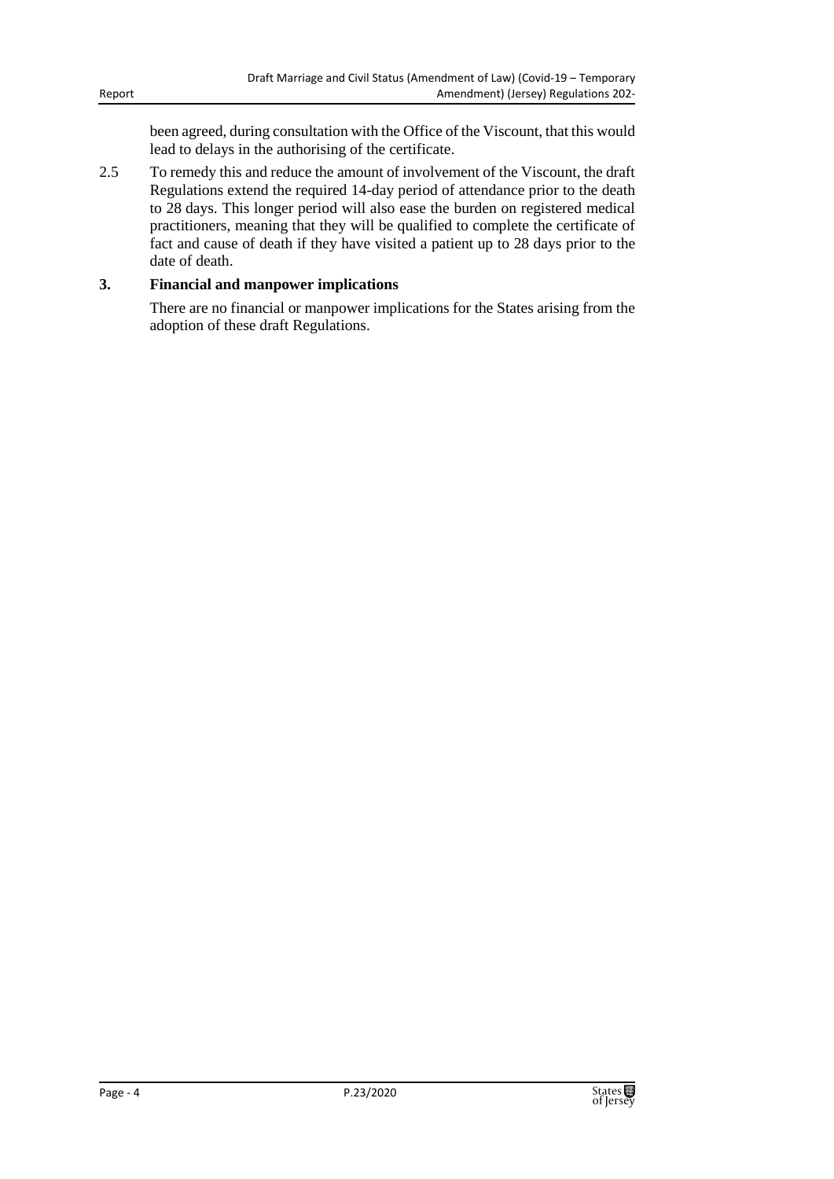been agreed, during consultation with the Office of the Viscount, that this would lead to delays in the authorising of the certificate.

2.5 To remedy this and reduce the amount of involvement of the Viscount, the draft Regulations extend the required 14-day period of attendance prior to the death to 28 days. This longer period will also ease the burden on registered medical practitioners, meaning that they will be qualified to complete the certificate of fact and cause of death if they have visited a patient up to 28 days prior to the date of death.

## 3. Financial and manpower implications

There are no financial or manpower implications for the States arising from the adoption of these draft Regulations.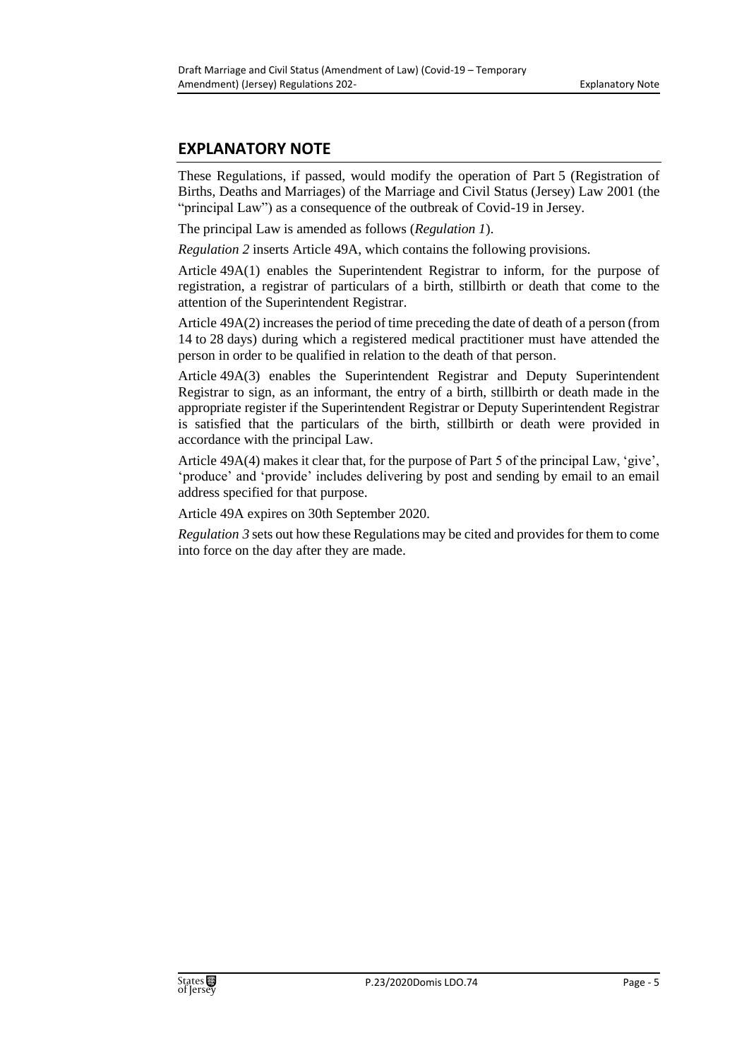## EXPLANATORY NOTE

These Regulations, if passed, would modify the operation of Part 5 (Registration of Births, Deaths and Marriages) of the Marriage and Civil Status (Jersey) Law 2001 (the "principal Law") as a consequence of the outbreak of Covid-19 in Jersey.

The principal Law is amended as follows (*Regulation 1*).

*Regulation 2* inserts Article 49A, which contains the following provisions.

Article 49A(1) enables the Superintendent Registrar to inform, for the purpose of registration, a registrar of particulars of a birth, stillbirth or death that come to the attention of the Superintendent Registrar.

Article 49A(2) increases the period of time preceding the date of death of a person (from 14 to 28 days) during which a registered medical practitioner must have attended the person in order to be qualified in relation to the death of that person.

Article 49A(3) enables the Superintendent Registrar and Deputy Superintendent Registrar to sign, as an informant, the entry of a birth, stillbirth or death made in the appropriate register if the Superintendent Registrar or Deputy Superintendent Registrar is satisfied that the particulars of the birth, stillbirth or death were provided in accordance with the principal Law.

Article 49A(4) makes it clear that, for the purpose of Part 5 of the principal Law, 'give', 'produce' and 'provide' includes delivering by post and sending by email to an email address specified for that purpose.

Article 49A expires on 30th September 2020.

*Regulation 3* sets out how these Regulations may be cited and provides for them to come into force on the day after they are made.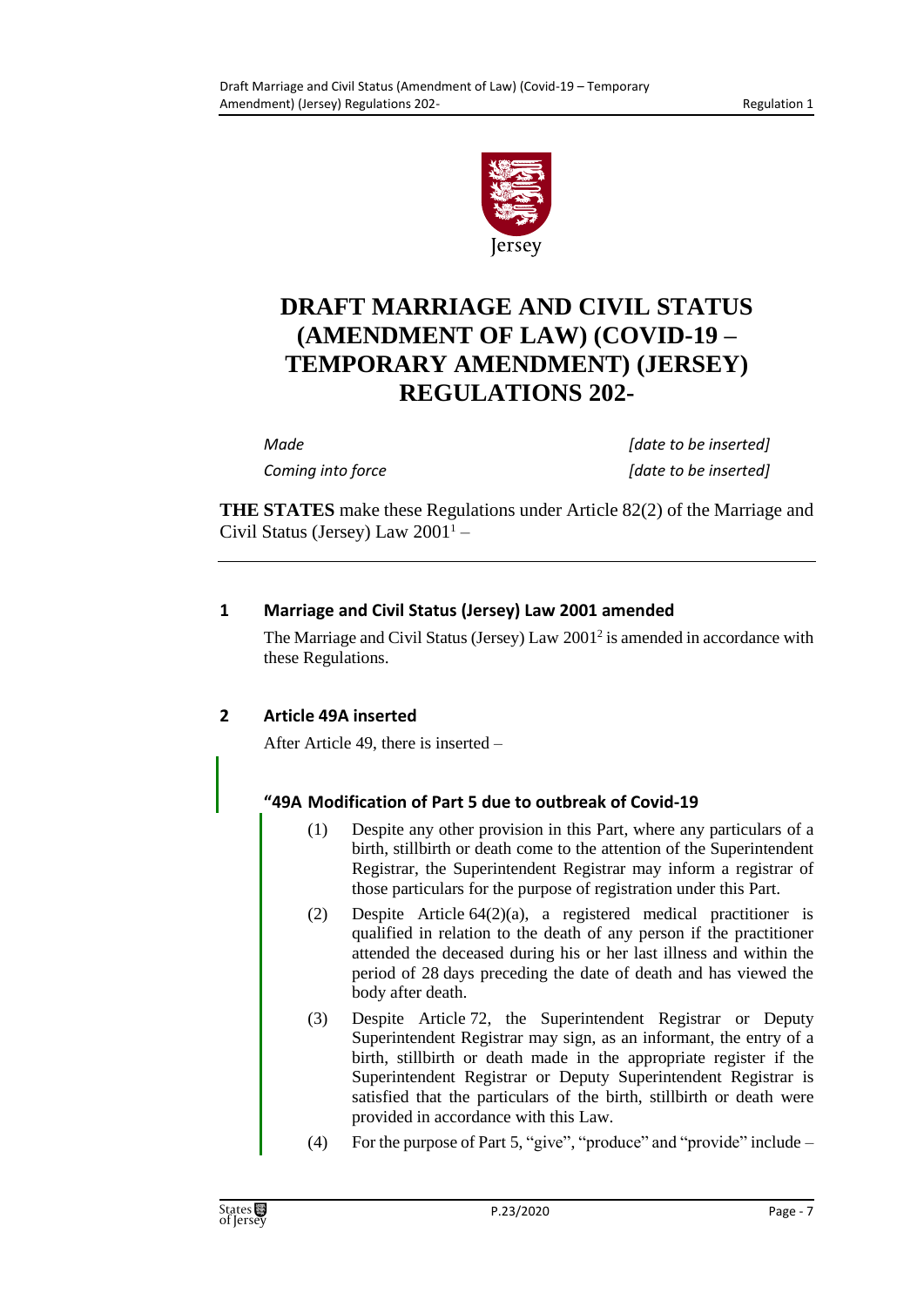# DRAFT MARRIAGE AND CIVIL STATUS (AMENDMENT OF LAW) (COVID-19 – TEMPORARY AMENDMENT) (JERSEY) REGULATIONS 202-

*Made* *[date to be inserted]*

*Coming into force* *[date to be inserted]*

**THE STATES** make these Regulations under Article 82(2) of the Marriage and Civil Status (Jersey) Law 2001[1] –

## 1 Marriage and Civil Status (Jersey) Law 2001 amended

The Marriage and Civil Status (Jersey) Law 2001[2] is amended in accordance with these Regulations.

## 2 Article 49A inserted

After Article 49, there is inserted –

### "49A Modification of Part 5 due to outbreak of Covid-19

(1) Despite any other provision in this Part, where any particulars of a birth, stillbirth or death come to the attention of the Superintendent Registrar, the Superintendent Registrar may inform a registrar of those particulars for the purpose of registration under this Part.

(2) Despite Article 64(2)(a), a registered medical practitioner is qualified in relation to the death of any person if the practitioner attended the deceased during his or her last illness and within the period of 28 days preceding the date of death and has viewed the body after death.

(3) Despite Article 72, the Superintendent Registrar or Deputy Superintendent Registrar may sign, as an informant, the entry of a birth, stillbirth or death made in the appropriate register if the Superintendent Registrar or Deputy Superintendent Registrar is satisfied that the particulars of the birth, stillbirth or death were provided in accordance with this Law.

(4) For the purpose of Part 5, "give", "produce" and "provide" include –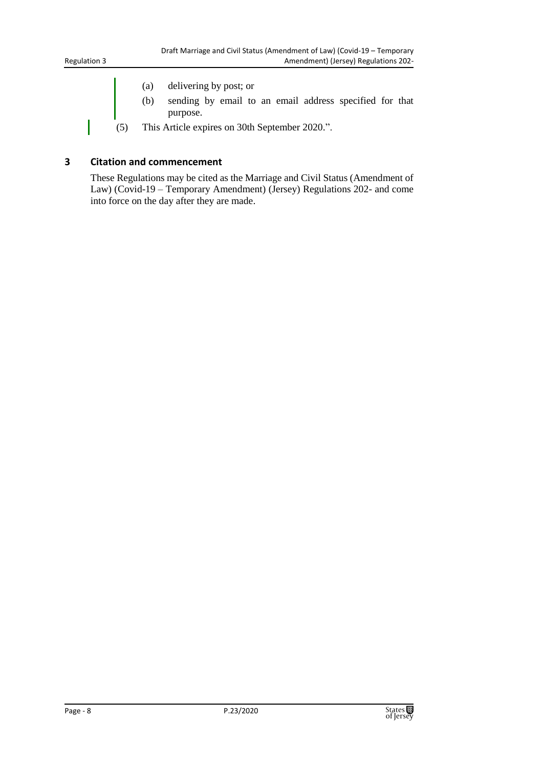(a) delivering by post; or

(b) sending by email to an email address specified for that purpose.

(5) This Article expires on 30th September 2020.".

## 3 Citation and commencement

These Regulations may be cited as the Marriage and Civil Status (Amendment of Law) (Covid-19 – Temporary Amendment) (Jersey) Regulations 202- and come into force on the day after they are made.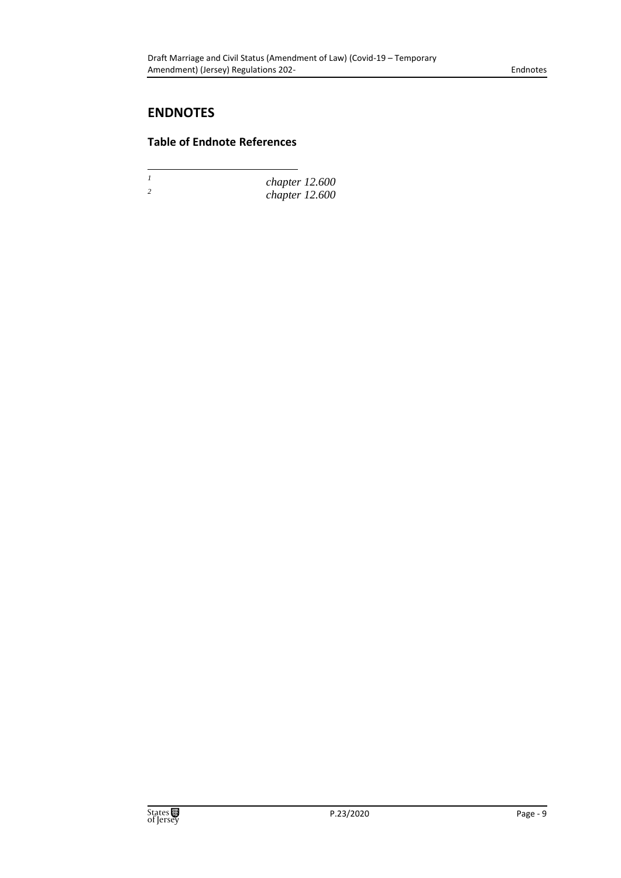## ENDNOTES

### Table of Endnote References

[1] *chapter 12.600*

[2] *chapter 12.600*